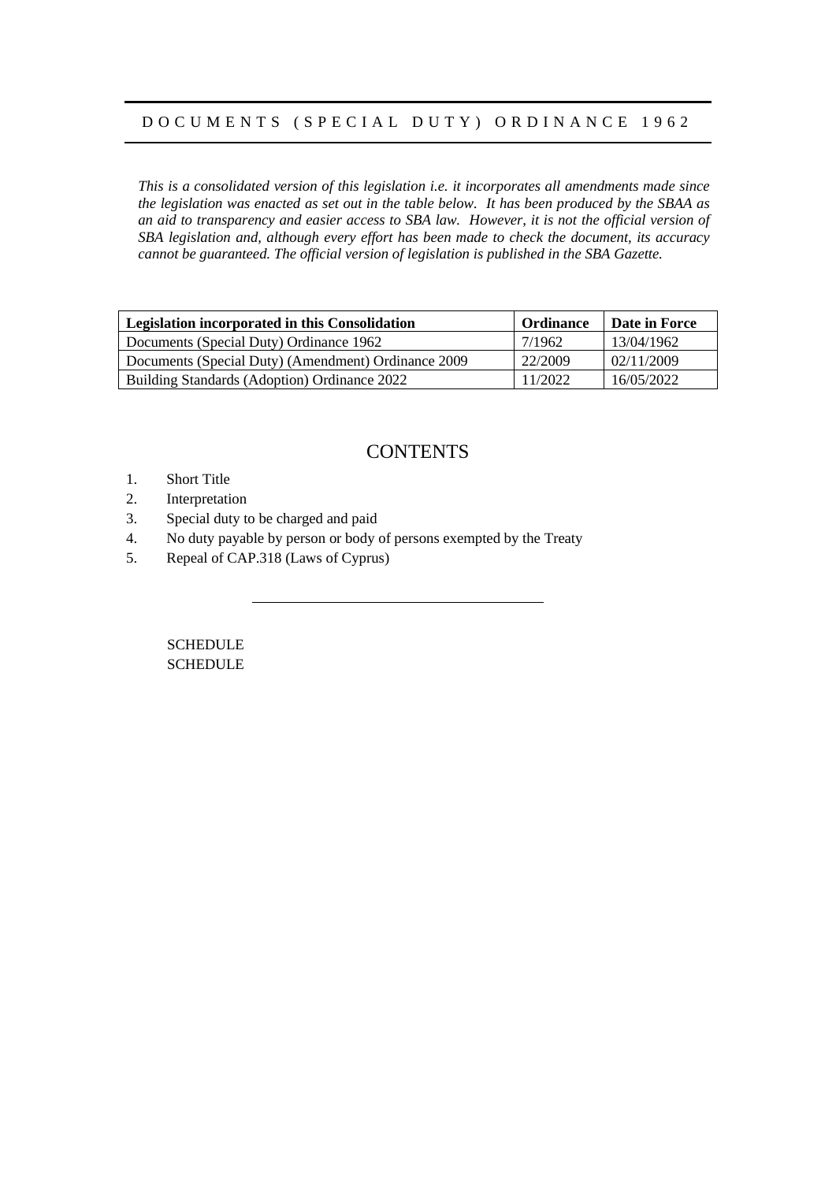# DOCUMENTS (SPECIAL DUTY) ORDINANCE 1962

*This is a consolidated version of this legislation i.e. it incorporates all amendments made since the legislation was enacted as set out in the table below. It has been produced by the SBAA as an aid to transparency and easier access to SBA law. However, it is not the official version of SBA legislation and, although every effort has been made to check the document, its accuracy cannot be guaranteed. The official version of legislation is published in the SBA Gazette.*

| Legislation incorporated in this Consolidation | Ordinance | Date in Force |
|---|---|---|
| Documents (Special Duty) Ordinance 1962 | 7/1962 | 13/04/1962 |
| Documents (Special Duty) (Amendment) Ordinance 2009 | 22/2009 | 02/11/2009 |
| Building Standards (Adoption) Ordinance 2022 | 11/2022 | 16/05/2022 |

## CONTENTS

1. Short Title
2. Interpretation
3. Special duty to be charged and paid
4. No duty payable by person or body of persons exempted by the Treaty
5. Repeal of CAP.318 (Laws of Cyprus)

---

SCHEDULE
SCHEDULE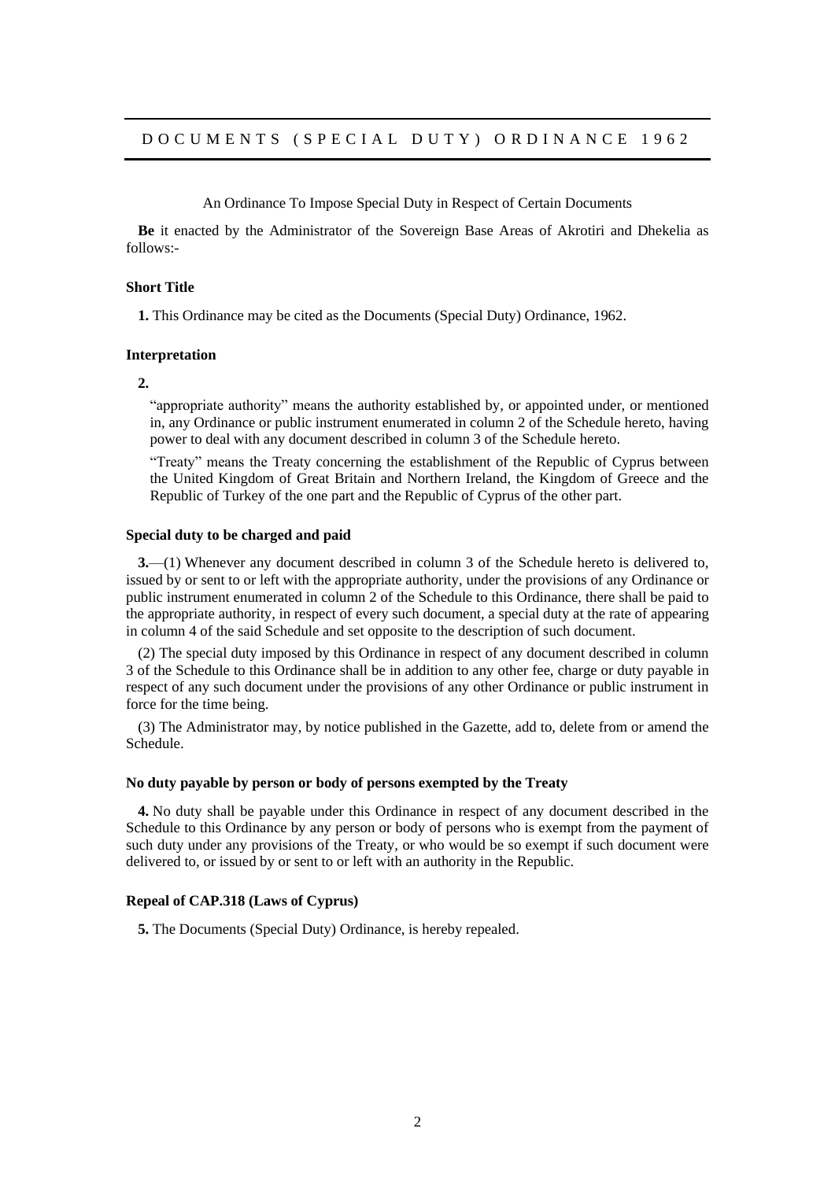# DOCUMENTS (SPECIAL DUTY) ORDINANCE 1962

An Ordinance To Impose Special Duty in Respect of Certain Documents

**Be** it enacted by the Administrator of the Sovereign Base Areas of Akrotiri and Dhekelia as follows:-

### Short Title

**1.** This Ordinance may be cited as the Documents (Special Duty) Ordinance, 1962.

### Interpretation

**2.**

"appropriate authority" means the authority established by, or appointed under, or mentioned in, any Ordinance or public instrument enumerated in column 2 of the Schedule hereto, having power to deal with any document described in column 3 of the Schedule hereto.

"Treaty" means the Treaty concerning the establishment of the Republic of Cyprus between the United Kingdom of Great Britain and Northern Ireland, the Kingdom of Greece and the Republic of Turkey of the one part and the Republic of Cyprus of the other part.

### Special duty to be charged and paid

**3.**—(1) Whenever any document described in column 3 of the Schedule hereto is delivered to, issued by or sent to or left with the appropriate authority, under the provisions of any Ordinance or public instrument enumerated in column 2 of the Schedule to this Ordinance, there shall be paid to the appropriate authority, in respect of every such document, a special duty at the rate of appearing in column 4 of the said Schedule and set opposite to the description of such document.

(2) The special duty imposed by this Ordinance in respect of any document described in column 3 of the Schedule to this Ordinance shall be in addition to any other fee, charge or duty payable in respect of any such document under the provisions of any other Ordinance or public instrument in force for the time being.

(3) The Administrator may, by notice published in the Gazette, add to, delete from or amend the Schedule.

### No duty payable by person or body of persons exempted by the Treaty

**4.** No duty shall be payable under this Ordinance in respect of any document described in the Schedule to this Ordinance by any person or body of persons who is exempt from the payment of such duty under any provisions of the Treaty, or who would be so exempt if such document were delivered to, or issued by or sent to or left with an authority in the Republic.

### Repeal of CAP.318 (Laws of Cyprus)

**5.** The Documents (Special Duty) Ordinance, is hereby repealed.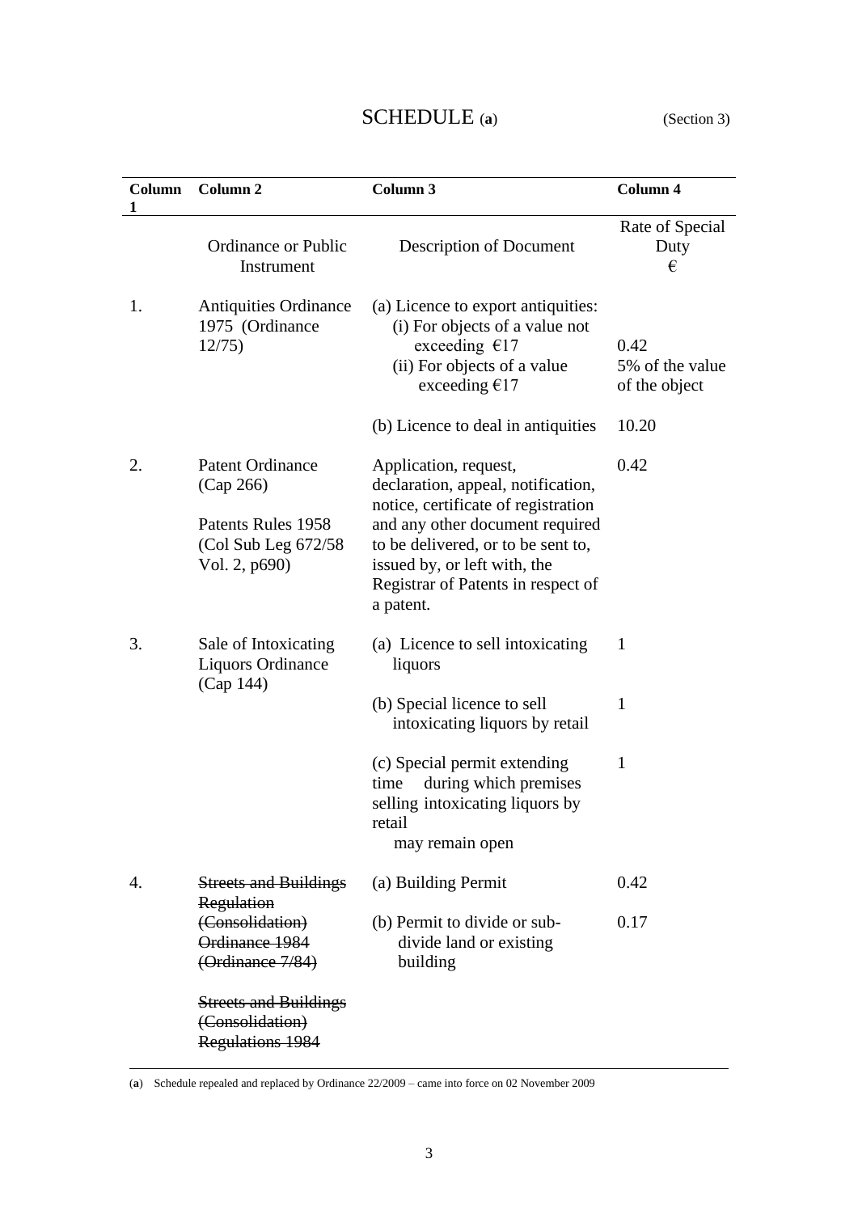# SCHEDULE (a) (Section 3)

| Column 1 | Column 2 | Column 3 | Column 4 |
|---|---|---|---|
| | Ordinance or Public Instrument | Description of Document | Rate of Special Duty € |
| 1. | Antiquities Ordinance 1975 (Ordinance 12/75) | (a) Licence to export antiquities: | |
| | | (i) For objects of a value not exceeding €17 | 0.42 |
| | | (ii) For objects of a value exceeding €17 | 5% of the value of the object |
| | | (b) Licence to deal in antiquities | 10.20 |
| 2. | Patent Ordinance (Cap 266)<br>Patents Rules 1958 (Col Sub Leg 672/58 Vol. 2, p690) | Application, request, declaration, appeal, notification, notice, certificate of registration and any other document required to be delivered, or to be sent to, issued by, or left with, the Registrar of Patents in respect of a patent. | 0.42 |
| 3. | Sale of Intoxicating Liquors Ordinance (Cap 144) | (a) Licence to sell intoxicating liquors | 1 |
| | | (b) Special licence to sell intoxicating liquors by retail | 1 |
| | | (c) Special permit extending time during which premises selling intoxicating liquors by retail may remain open | 1 |
| 4. | ~~Streets and Buildings Regulation (Consolidation) Ordinance 1984 (Ordinance 7/84)~~<br>~~Streets and Buildings (Consolidation) Regulations 1984~~ | (a) Building Permit | 0.42 |
| | | (b) Permit to divide or sub-divide land or existing building | 0.17 |

(a) Schedule repealed and replaced by Ordinance 22/2009 – came into force on 02 November 2009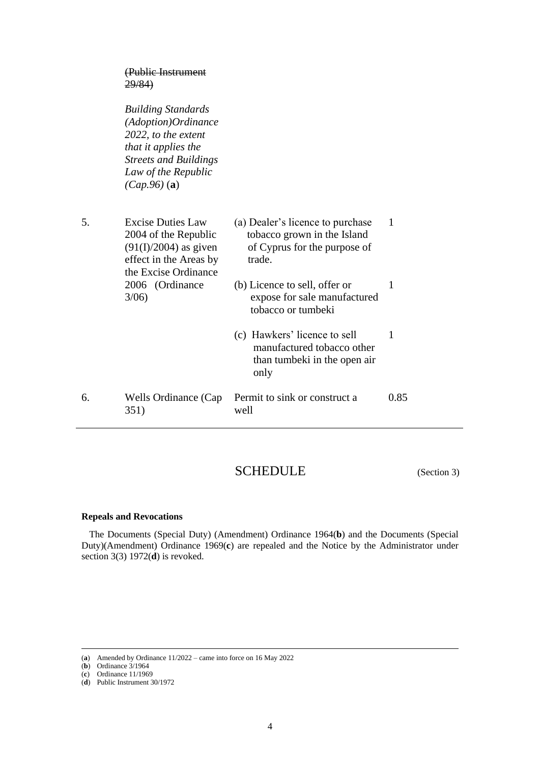| | | | |
|---|---|---|---|
| | ~~(Public Instrument 29/84)~~<br><br>*Building Standards (Adoption)Ordinance 2022, to the extent that it applies the Streets and Buildings Law of the Republic (Cap.96)* (**a**) | | |
| 5. | Excise Duties Law 2004 of the Republic (91(I)/2004) as given effect in the Areas by the Excise Ordinance 2006 (Ordinance 3/06) | (a) Dealer's licence to purchase tobacco grown in the Island of Cyprus for the purpose of trade. | 1 |
| | | (b) Licence to sell, offer or expose for sale manufactured tobacco or tumbeki | 1 |
| | | (c) Hawkers' licence to sell manufactured tobacco other than tumbeki in the open air only | 1 |
| 6. | Wells Ordinance (Cap 351) | Permit to sink or construct a well | 0.85 |

## SCHEDULE

(Section 3)

**Repeals and Revocations**

The Documents (Special Duty) (Amendment) Ordinance 1964(**b**) and the Documents (Special Duty)(Amendment) Ordinance 1969(**c**) are repealed and the Notice by the Administrator under section 3(3) 1972(**d**) is revoked.

---

(**a**) Amended by Ordinance 11/2022 – came into force on 16 May 2022
(**b**) Ordinance 3/1964
(**c**) Ordinance 11/1969
(**d**) Public Instrument 30/1972